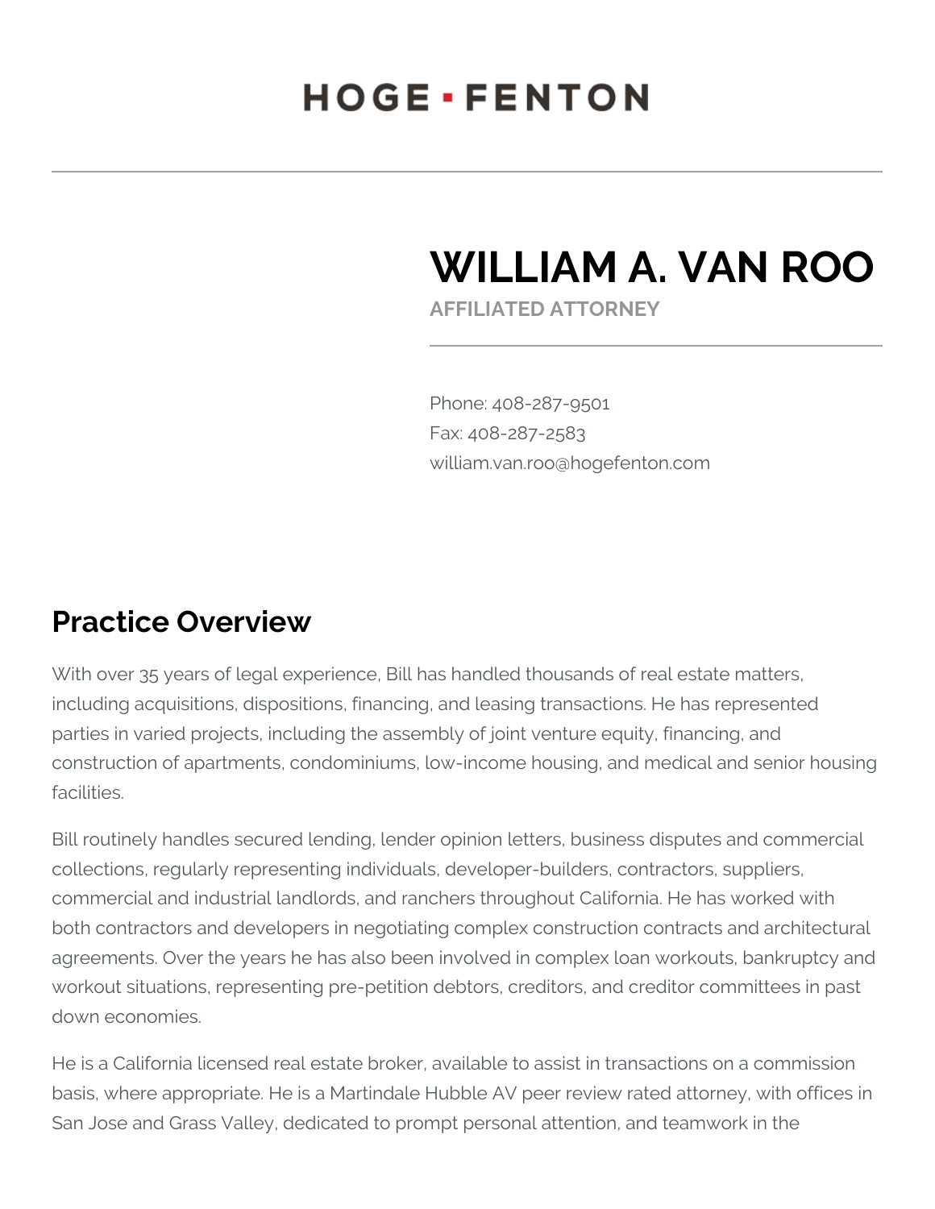# HOGE · FENTON

# WILLIAM A. VAN ROO

**AFFILIATED ATTORNEY**

Phone: 408-287-9501
Fax: 408-287-2583
william.van.roo@hogefenton.com

## Practice Overview

With over 35 years of legal experience, Bill has handled thousands of real estate matters, including acquisitions, dispositions, financing, and leasing transactions. He has represented parties in varied projects, including the assembly of joint venture equity, financing, and construction of apartments, condominiums, low-income housing, and medical and senior housing facilities.

Bill routinely handles secured lending, lender opinion letters, business disputes and commercial collections, regularly representing individuals, developer-builders, contractors, suppliers, commercial and industrial landlords, and ranchers throughout California. He has worked with both contractors and developers in negotiating complex construction contracts and architectural agreements. Over the years he has also been involved in complex loan workouts, bankruptcy and workout situations, representing pre-petition debtors, creditors, and creditor committees in past down economies.

He is a California licensed real estate broker, available to assist in transactions on a commission basis, where appropriate. He is a Martindale Hubble AV peer review rated attorney, with offices in San Jose and Grass Valley, dedicated to prompt personal attention, and teamwork in the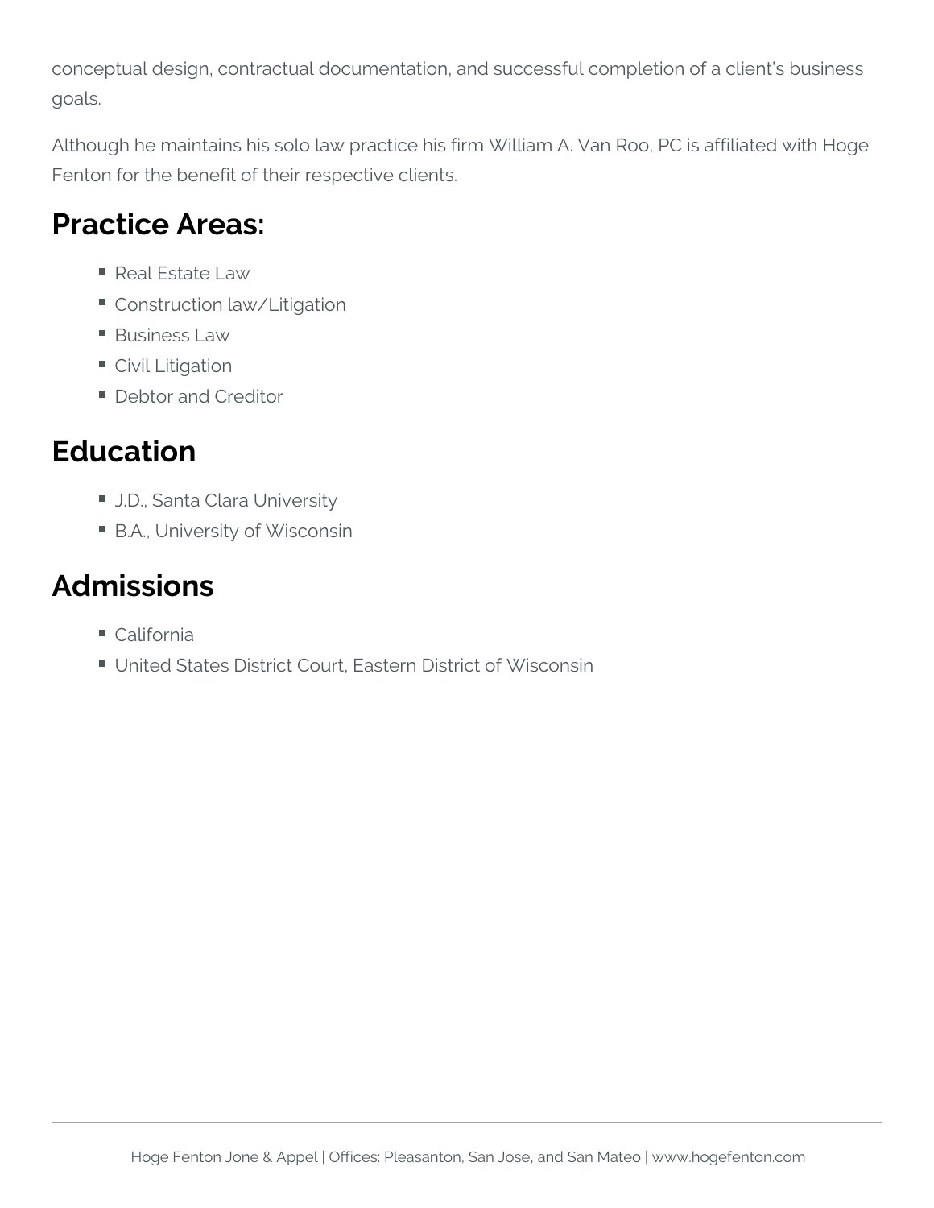conceptual design, contractual documentation, and successful completion of a client's business goals.

Although he maintains his solo law practice his firm William A. Van Roo, PC is affiliated with Hoge Fenton for the benefit of their respective clients.

## Practice Areas:

- Real Estate Law
- Construction law/Litigation
- Business Law
- Civil Litigation
- Debtor and Creditor

## Education

- J.D., Santa Clara University
- B.A., University of Wisconsin

## Admissions

- California
- United States District Court, Eastern District of Wisconsin